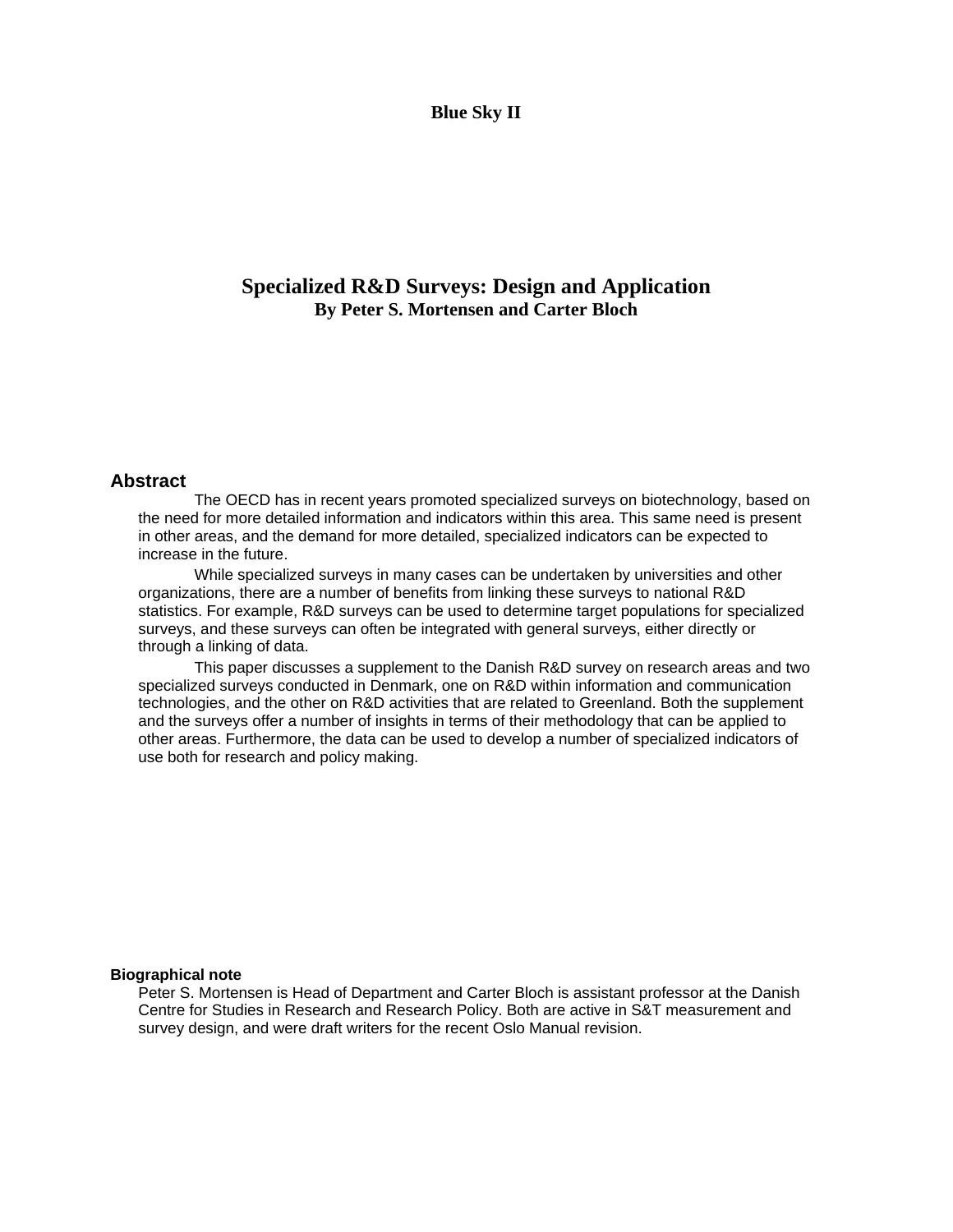**Blue Sky II**

# Specialized R&D Surveys: Design and Application

**By Peter S. Mortensen and Carter Bloch**

## Abstract

The OECD has in recent years promoted specialized surveys on biotechnology, based on the need for more detailed information and indicators within this area. This same need is present in other areas, and the demand for more detailed, specialized indicators can be expected to increase in the future.

While specialized surveys in many cases can be undertaken by universities and other organizations, there are a number of benefits from linking these surveys to national R&D statistics. For example, R&D surveys can be used to determine target populations for specialized surveys, and these surveys can often be integrated with general surveys, either directly or through a linking of data.

This paper discusses a supplement to the Danish R&D survey on research areas and two specialized surveys conducted in Denmark, one on R&D within information and communication technologies, and the other on R&D activities that are related to Greenland. Both the supplement and the surveys offer a number of insights in terms of their methodology that can be applied to other areas. Furthermore, the data can be used to develop a number of specialized indicators of use both for research and policy making.

#### Biographical note

Peter S. Mortensen is Head of Department and Carter Bloch is assistant professor at the Danish Centre for Studies in Research and Research Policy. Both are active in S&T measurement and survey design, and were draft writers for the recent Oslo Manual revision.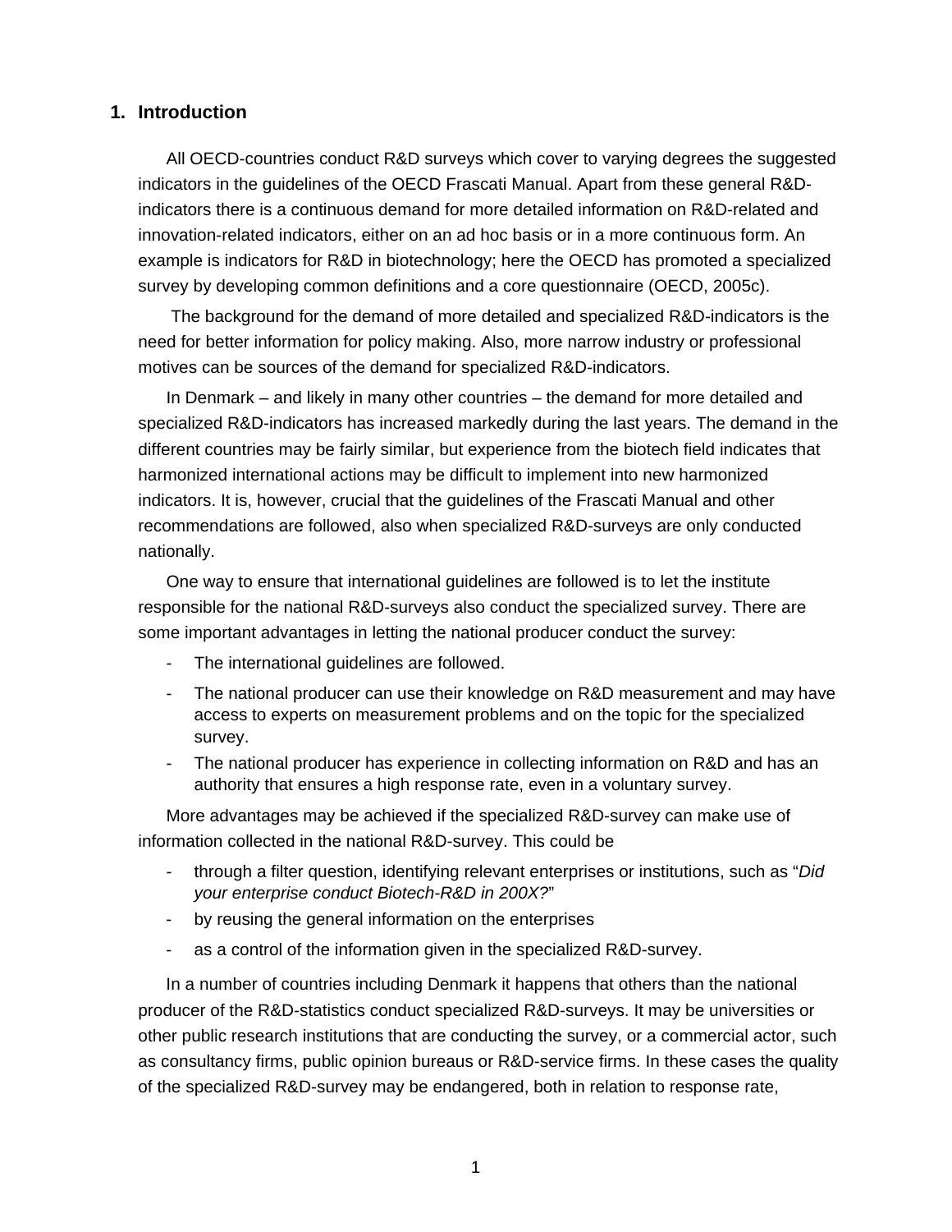## 1. Introduction

All OECD-countries conduct R&D surveys which cover to varying degrees the suggested indicators in the guidelines of the OECD Frascati Manual. Apart from these general R&D-indicators there is a continuous demand for more detailed information on R&D-related and innovation-related indicators, either on an ad hoc basis or in a more continuous form. An example is indicators for R&D in biotechnology; here the OECD has promoted a specialized survey by developing common definitions and a core questionnaire (OECD, 2005c).

The background for the demand of more detailed and specialized R&D-indicators is the need for better information for policy making. Also, more narrow industry or professional motives can be sources of the demand for specialized R&D-indicators.

In Denmark – and likely in many other countries – the demand for more detailed and specialized R&D-indicators has increased markedly during the last years. The demand in the different countries may be fairly similar, but experience from the biotech field indicates that harmonized international actions may be difficult to implement into new harmonized indicators. It is, however, crucial that the guidelines of the Frascati Manual and other recommendations are followed, also when specialized R&D-surveys are only conducted nationally.

One way to ensure that international guidelines are followed is to let the institute responsible for the national R&D-surveys also conduct the specialized survey. There are some important advantages in letting the national producer conduct the survey:

- The international guidelines are followed.
- The national producer can use their knowledge on R&D measurement and may have access to experts on measurement problems and on the topic for the specialized survey.
- The national producer has experience in collecting information on R&D and has an authority that ensures a high response rate, even in a voluntary survey.

More advantages may be achieved if the specialized R&D-survey can make use of information collected in the national R&D-survey. This could be

- through a filter question, identifying relevant enterprises or institutions, such as "*Did your enterprise conduct Biotech-R&D in 200X?*"
- by reusing the general information on the enterprises
- as a control of the information given in the specialized R&D-survey.

In a number of countries including Denmark it happens that others than the national producer of the R&D-statistics conduct specialized R&D-surveys. It may be universities or other public research institutions that are conducting the survey, or a commercial actor, such as consultancy firms, public opinion bureaus or R&D-service firms. In these cases the quality of the specialized R&D-survey may be endangered, both in relation to response rate,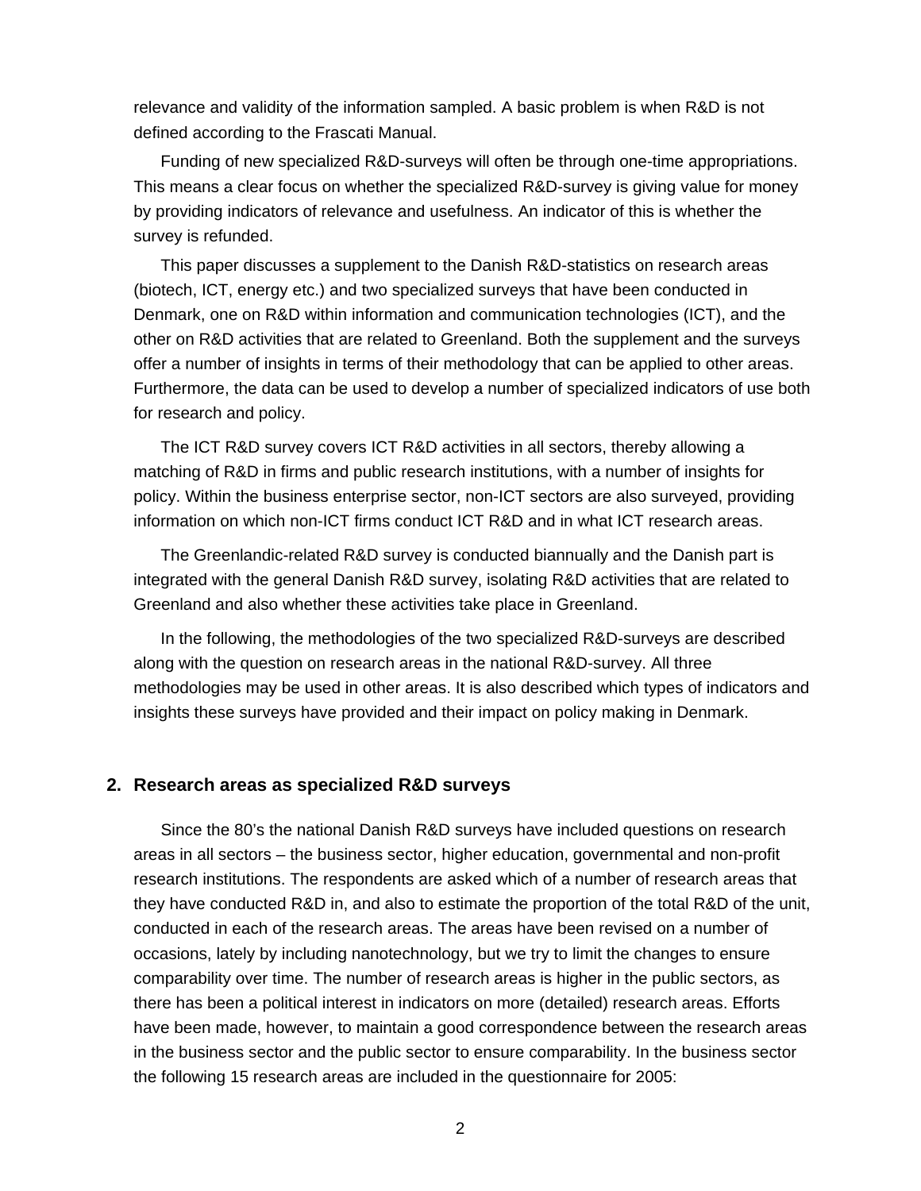relevance and validity of the information sampled. A basic problem is when R&D is not defined according to the Frascati Manual.

Funding of new specialized R&D-surveys will often be through one-time appropriations. This means a clear focus on whether the specialized R&D-survey is giving value for money by providing indicators of relevance and usefulness. An indicator of this is whether the survey is refunded.

This paper discusses a supplement to the Danish R&D-statistics on research areas (biotech, ICT, energy etc.) and two specialized surveys that have been conducted in Denmark, one on R&D within information and communication technologies (ICT), and the other on R&D activities that are related to Greenland. Both the supplement and the surveys offer a number of insights in terms of their methodology that can be applied to other areas. Furthermore, the data can be used to develop a number of specialized indicators of use both for research and policy.

The ICT R&D survey covers ICT R&D activities in all sectors, thereby allowing a matching of R&D in firms and public research institutions, with a number of insights for policy. Within the business enterprise sector, non-ICT sectors are also surveyed, providing information on which non-ICT firms conduct ICT R&D and in what ICT research areas.

The Greenlandic-related R&D survey is conducted biannually and the Danish part is integrated with the general Danish R&D survey, isolating R&D activities that are related to Greenland and also whether these activities take place in Greenland.

In the following, the methodologies of the two specialized R&D-surveys are described along with the question on research areas in the national R&D-survey. All three methodologies may be used in other areas. It is also described which types of indicators and insights these surveys have provided and their impact on policy making in Denmark.

## 2. Research areas as specialized R&D surveys

Since the 80's the national Danish R&D surveys have included questions on research areas in all sectors – the business sector, higher education, governmental and non-profit research institutions. The respondents are asked which of a number of research areas that they have conducted R&D in, and also to estimate the proportion of the total R&D of the unit, conducted in each of the research areas. The areas have been revised on a number of occasions, lately by including nanotechnology, but we try to limit the changes to ensure comparability over time. The number of research areas is higher in the public sectors, as there has been a political interest in indicators on more (detailed) research areas. Efforts have been made, however, to maintain a good correspondence between the research areas in the business sector and the public sector to ensure comparability. In the business sector the following 15 research areas are included in the questionnaire for 2005: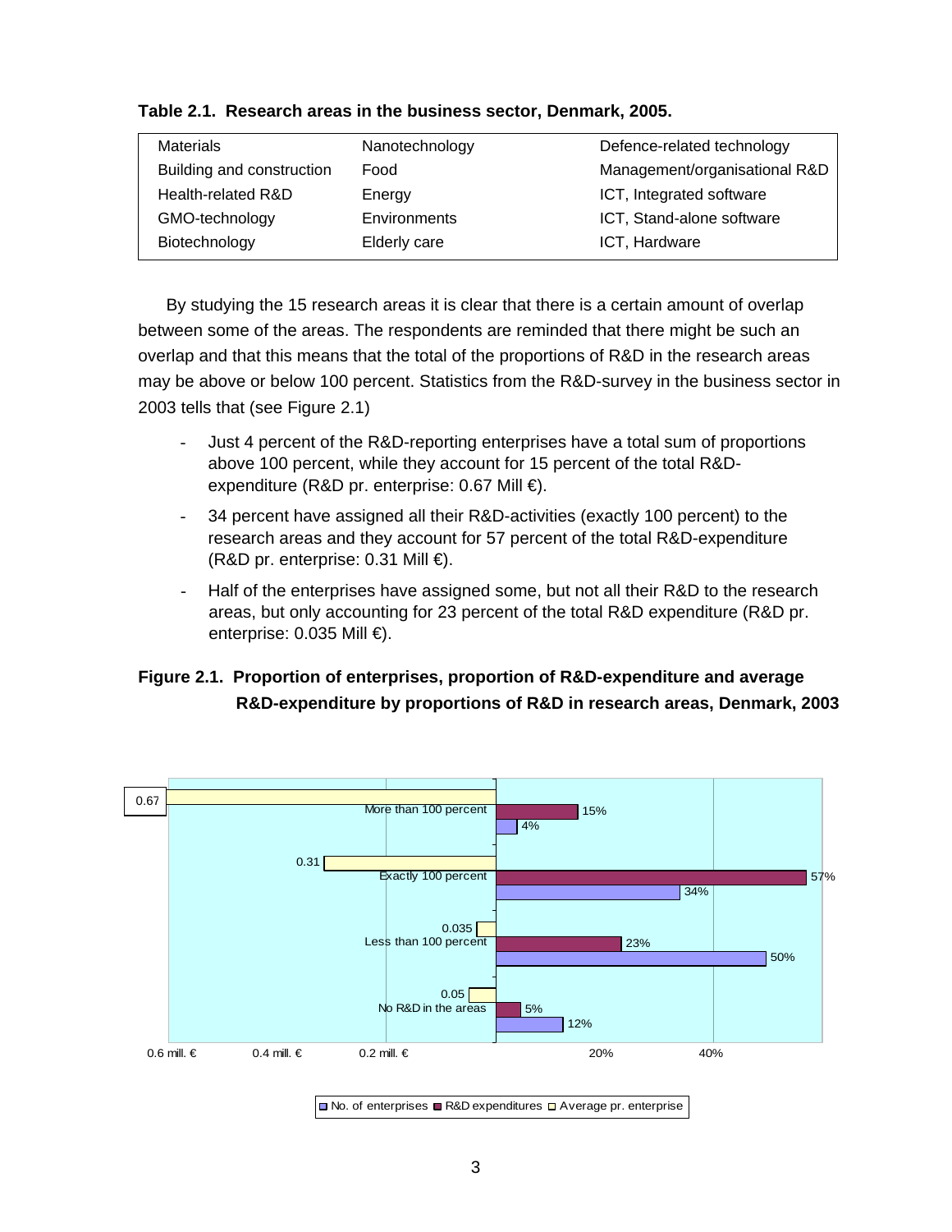**Table 2.1. Research areas in the business sector, Denmark, 2005.**

| | | |
|---|---|---|
| Materials | Nanotechnology | Defence-related technology |
| Building and construction | Food | Management/organisational R&D |
| Health-related R&D | Energy | ICT, Integrated software |
| GMO-technology | Environments | ICT, Stand-alone software |
| Biotechnology | Elderly care | ICT, Hardware |

By studying the 15 research areas it is clear that there is a certain amount of overlap between some of the areas. The respondents are reminded that there might be such an overlap and that this means that the total of the proportions of R&D in the research areas may be above or below 100 percent. Statistics from the R&D-survey in the business sector in 2003 tells that (see Figure 2.1)

- Just 4 percent of the R&D-reporting enterprises have a total sum of proportions above 100 percent, while they account for 15 percent of the total R&D-expenditure (R&D pr. enterprise: 0.67 Mill €).
- 34 percent have assigned all their R&D-activities (exactly 100 percent) to the research areas and they account for 57 percent of the total R&D-expenditure (R&D pr. enterprise: 0.31 Mill €).
- Half of the enterprises have assigned some, but not all their R&D to the research areas, but only accounting for 23 percent of the total R&D expenditure (R&D pr. enterprise: 0.035 Mill €).

**Figure 2.1. Proportion of enterprises, proportion of R&D-expenditure and average R&D-expenditure by proportions of R&D in research areas, Denmark, 2003**

| | Average pr. enterprise | R&D expenditures | No. of enterprises |
|---|---|---|---|
| More than 100 percent | 0.67 | 15% | 4% |
| Exactly 100 percent | 0.31 | 57% | 34% |
| Less than 100 percent | 0.035 | 23% | 50% |
| No R&D in the areas | 0.05 | 5% | 12% |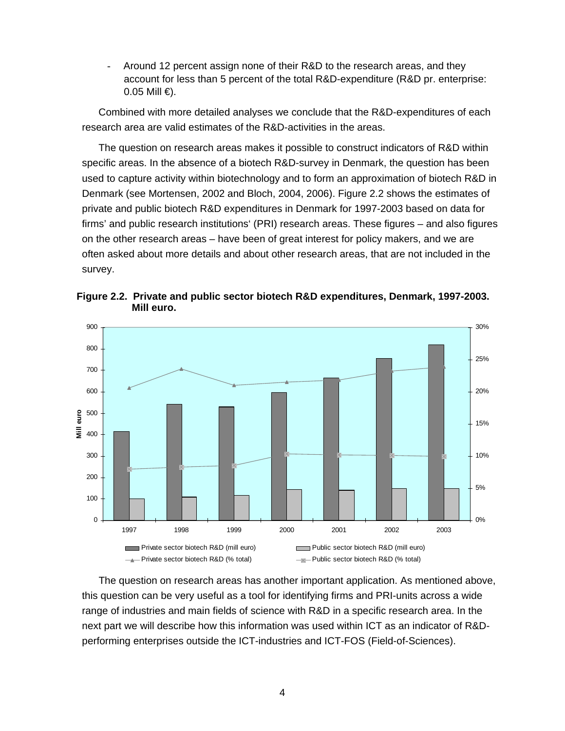- Around 12 percent assign none of their R&D to the research areas, and they account for less than 5 percent of the total R&D-expenditure (R&D pr. enterprise: 0.05 Mill €).

Combined with more detailed analyses we conclude that the R&D-expenditures of each research area are valid estimates of the R&D-activities in the areas.

The question on research areas makes it possible to construct indicators of R&D within specific areas. In the absence of a biotech R&D-survey in Denmark, the question has been used to capture activity within biotechnology and to form an approximation of biotech R&D in Denmark (see Mortensen, 2002 and Bloch, 2004, 2006). Figure 2.2 shows the estimates of private and public biotech R&D expenditures in Denmark for 1997-2003 based on data for firms' and public research institutions' (PRI) research areas. These figures – and also figures on the other research areas – have been of great interest for policy makers, and we are often asked about more details and about other research areas, that are not included in the survey.

**Figure 2.2. Private and public sector biotech R&D expenditures, Denmark, 1997-2003. Mill euro.**

The question on research areas has another important application. As mentioned above, this question can be very useful as a tool for identifying firms and PRI-units across a wide range of industries and main fields of science with R&D in a specific research area. In the next part we will describe how this information was used within ICT as an indicator of R&D-performing enterprises outside the ICT-industries and ICT-FOS (Field-of-Sciences).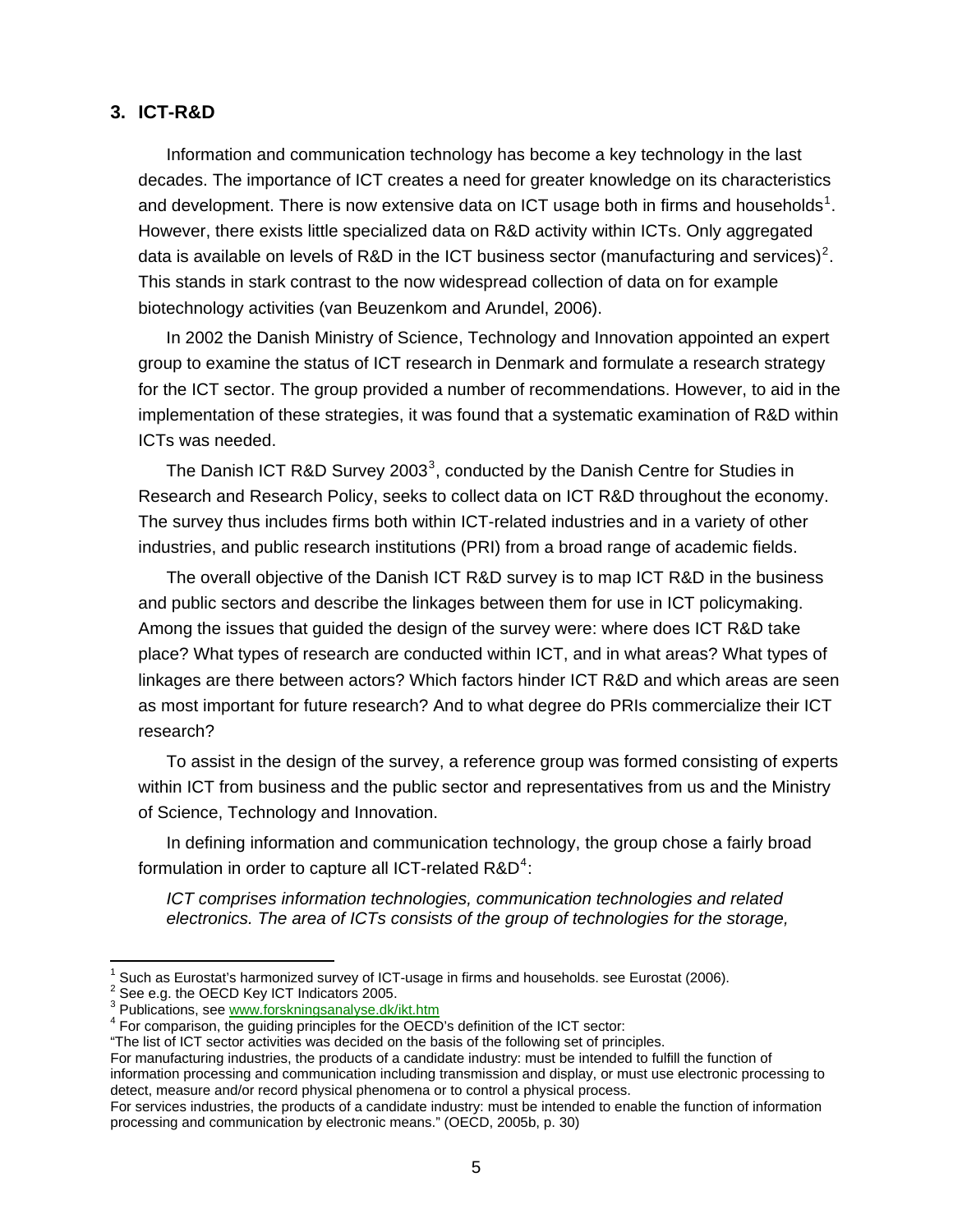## 3. ICT-R&D

Information and communication technology has become a key technology in the last decades. The importance of ICT creates a need for greater knowledge on its characteristics and development. There is now extensive data on ICT usage both in firms and households[1]. However, there exists little specialized data on R&D activity within ICTs. Only aggregated data is available on levels of R&D in the ICT business sector (manufacturing and services)[2]. This stands in stark contrast to the now widespread collection of data on for example biotechnology activities (van Beuzenkom and Arundel, 2006).

In 2002 the Danish Ministry of Science, Technology and Innovation appointed an expert group to examine the status of ICT research in Denmark and formulate a research strategy for the ICT sector. The group provided a number of recommendations. However, to aid in the implementation of these strategies, it was found that a systematic examination of R&D within ICTs was needed.

The Danish ICT R&D Survey 2003[3], conducted by the Danish Centre for Studies in Research and Research Policy, seeks to collect data on ICT R&D throughout the economy. The survey thus includes firms both within ICT-related industries and in a variety of other industries, and public research institutions (PRI) from a broad range of academic fields.

The overall objective of the Danish ICT R&D survey is to map ICT R&D in the business and public sectors and describe the linkages between them for use in ICT policymaking. Among the issues that guided the design of the survey were: where does ICT R&D take place? What types of research are conducted within ICT, and in what areas? What types of linkages are there between actors? Which factors hinder ICT R&D and which areas are seen as most important for future research? And to what degree do PRIs commercialize their ICT research?

To assist in the design of the survey, a reference group was formed consisting of experts within ICT from business and the public sector and representatives from us and the Ministry of Science, Technology and Innovation.

In defining information and communication technology, the group chose a fairly broad formulation in order to capture all ICT-related R&D[4]:

*ICT comprises information technologies, communication technologies and related electronics. The area of ICTs consists of the group of technologies for the storage,*

---

[1] Such as Eurostat's harmonized survey of ICT-usage in firms and households. see Eurostat (2006).

[2] See e.g. the OECD Key ICT Indicators 2005.

[3] Publications, see www.forskningsanalyse.dk/ikt.htm

[4] For comparison, the guiding principles for the OECD's definition of the ICT sector:
"The list of ICT sector activities was decided on the basis of the following set of principles.
For manufacturing industries, the products of a candidate industry: must be intended to fulfill the function of information processing and communication including transmission and display, or must use electronic processing to detect, measure and/or record physical phenomena or to control a physical process.
For services industries, the products of a candidate industry: must be intended to enable the function of information processing and communication by electronic means." (OECD, 2005b, p. 30)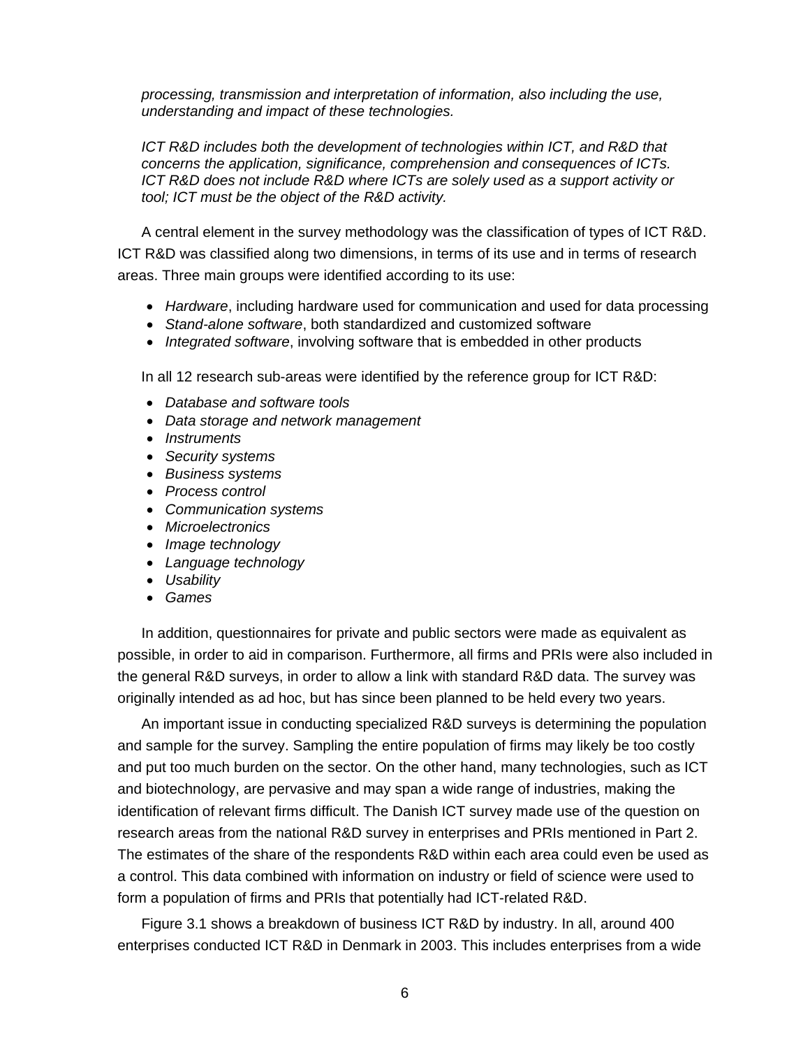*processing, transmission and interpretation of information, also including the use, understanding and impact of these technologies.*

*ICT R&D includes both the development of technologies within ICT, and R&D that concerns the application, significance, comprehension and consequences of ICTs. ICT R&D does not include R&D where ICTs are solely used as a support activity or tool; ICT must be the object of the R&D activity.*

A central element in the survey methodology was the classification of types of ICT R&D. ICT R&D was classified along two dimensions, in terms of its use and in terms of research areas. Three main groups were identified according to its use:

- *Hardware*, including hardware used for communication and used for data processing
- *Stand-alone software*, both standardized and customized software
- *Integrated software*, involving software that is embedded in other products

In all 12 research sub-areas were identified by the reference group for ICT R&D:

- *Database and software tools*
- *Data storage and network management*
- *Instruments*
- *Security systems*
- *Business systems*
- *Process control*
- *Communication systems*
- *Microelectronics*
- *Image technology*
- *Language technology*
- *Usability*
- *Games*

In addition, questionnaires for private and public sectors were made as equivalent as possible, in order to aid in comparison. Furthermore, all firms and PRIs were also included in the general R&D surveys, in order to allow a link with standard R&D data. The survey was originally intended as ad hoc, but has since been planned to be held every two years.

An important issue in conducting specialized R&D surveys is determining the population and sample for the survey. Sampling the entire population of firms may likely be too costly and put too much burden on the sector. On the other hand, many technologies, such as ICT and biotechnology, are pervasive and may span a wide range of industries, making the identification of relevant firms difficult. The Danish ICT survey made use of the question on research areas from the national R&D survey in enterprises and PRIs mentioned in Part 2. The estimates of the share of the respondents R&D within each area could even be used as a control. This data combined with information on industry or field of science were used to form a population of firms and PRIs that potentially had ICT-related R&D.

Figure 3.1 shows a breakdown of business ICT R&D by industry. In all, around 400 enterprises conducted ICT R&D in Denmark in 2003. This includes enterprises from a wide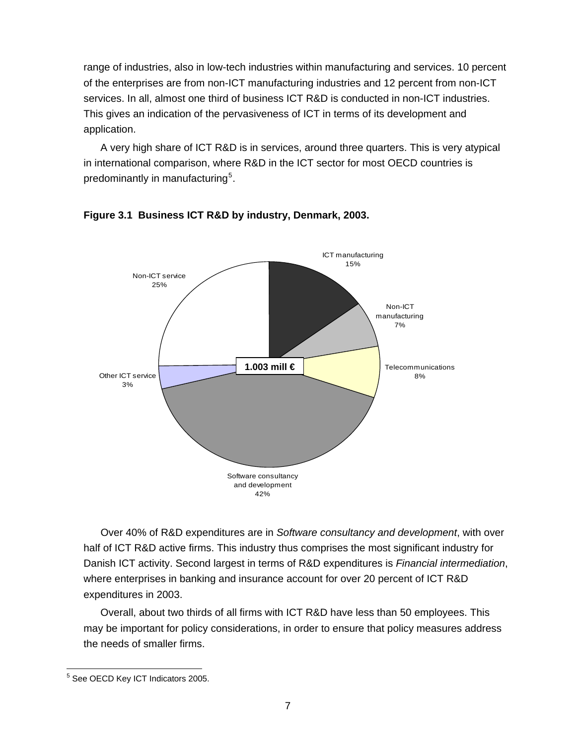range of industries, also in low-tech industries within manufacturing and services. 10 percent of the enterprises are from non-ICT manufacturing industries and 12 percent from non-ICT services. In all, almost one third of business ICT R&D is conducted in non-ICT industries. This gives an indication of the pervasiveness of ICT in terms of its development and application.

A very high share of ICT R&D is in services, around three quarters. This is very atypical in international comparison, where R&D in the ICT sector for most OECD countries is predominantly in manufacturing[5].

**Figure 3.1 Business ICT R&D by industry, Denmark, 2003.**

ICT manufacturing 15%

Non-ICT manufacturing 7%

Telecommunications 8%

Software consultancy and development 42%

Other ICT service 3%

Non-ICT service 25%

**1.003 mill €**

Over 40% of R&D expenditures are in *Software consultancy and development*, with over half of ICT R&D active firms. This industry thus comprises the most significant industry for Danish ICT activity. Second largest in terms of R&D expenditures is *Financial intermediation*, where enterprises in banking and insurance account for over 20 percent of ICT R&D expenditures in 2003.

Overall, about two thirds of all firms with ICT R&D have less than 50 employees. This may be important for policy considerations, in order to ensure that policy measures address the needs of smaller firms.

[5] See OECD Key ICT Indicators 2005.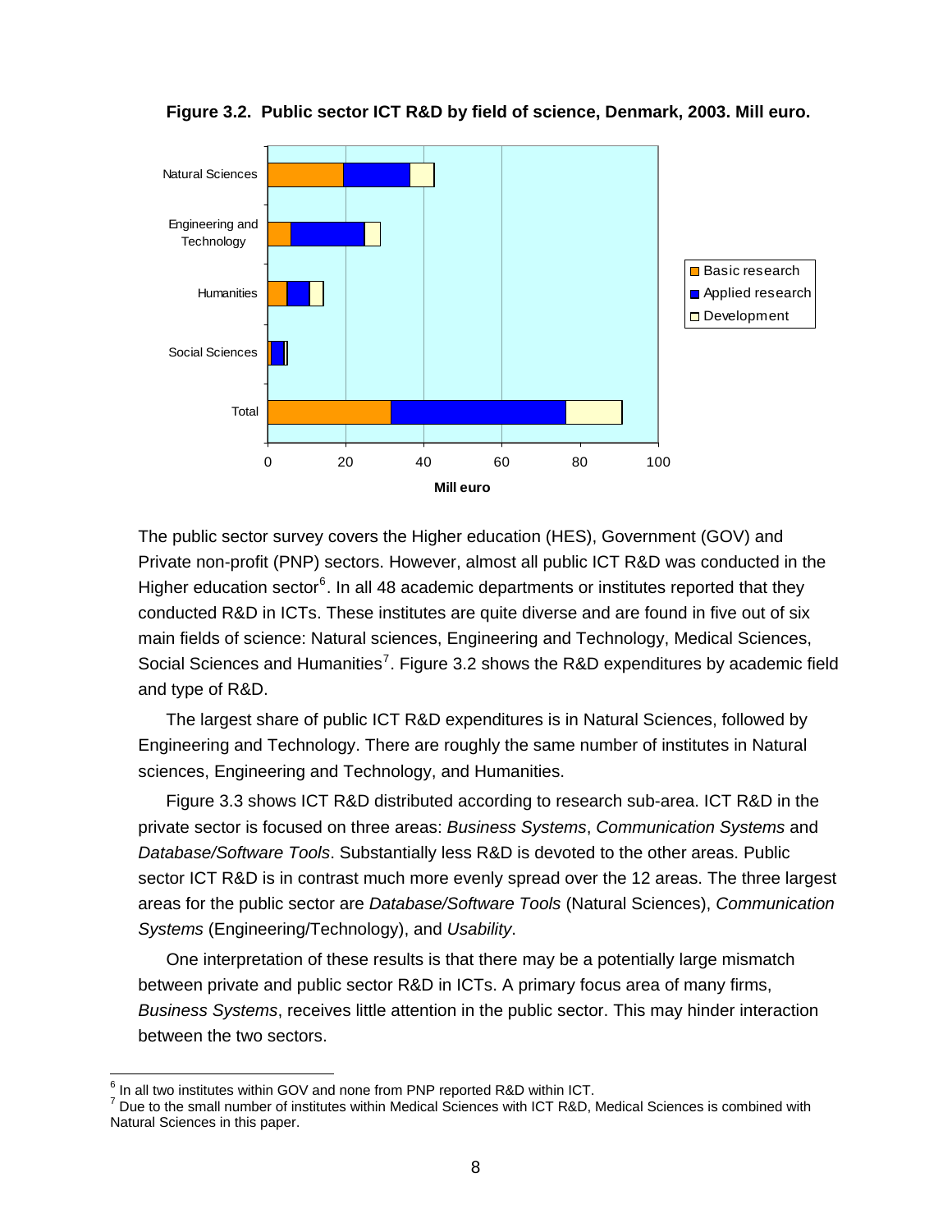**Figure 3.2. Public sector ICT R&D by field of science, Denmark, 2003. Mill euro.**

The public sector survey covers the Higher education (HES), Government (GOV) and Private non-profit (PNP) sectors. However, almost all public ICT R&D was conducted in the Higher education sector[6]. In all 48 academic departments or institutes reported that they conducted R&D in ICTs. These institutes are quite diverse and are found in five out of six main fields of science: Natural sciences, Engineering and Technology, Medical Sciences, Social Sciences and Humanities[7]. Figure 3.2 shows the R&D expenditures by academic field and type of R&D.

The largest share of public ICT R&D expenditures is in Natural Sciences, followed by Engineering and Technology. There are roughly the same number of institutes in Natural sciences, Engineering and Technology, and Humanities.

Figure 3.3 shows ICT R&D distributed according to research sub-area. ICT R&D in the private sector is focused on three areas: *Business Systems*, *Communication Systems* and *Database/Software Tools*. Substantially less R&D is devoted to the other areas. Public sector ICT R&D is in contrast much more evenly spread over the 12 areas. The three largest areas for the public sector are *Database/Software Tools* (Natural Sciences), *Communication Systems* (Engineering/Technology), and *Usability*.

One interpretation of these results is that there may be a potentially large mismatch between private and public sector R&D in ICTs. A primary focus area of many firms, *Business Systems*, receives little attention in the public sector. This may hinder interaction between the two sectors.

---

[6] In all two institutes within GOV and none from PNP reported R&D within ICT.

[7] Due to the small number of institutes within Medical Sciences with ICT R&D, Medical Sciences is combined with Natural Sciences in this paper.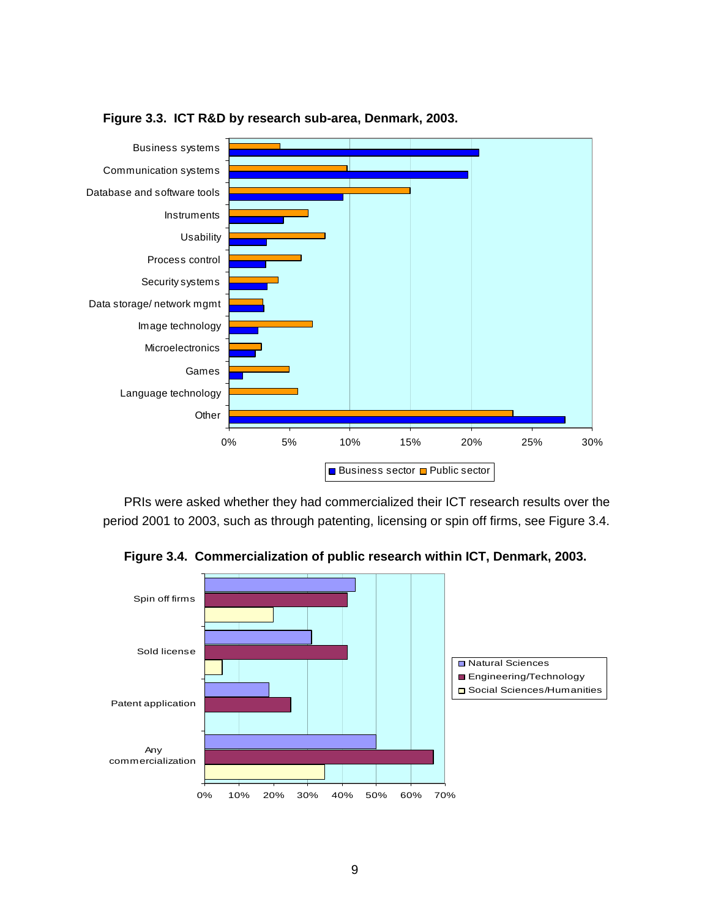**Figure 3.3. ICT R&D by research sub-area, Denmark, 2003.**

PRIs were asked whether they had commercialized their ICT research results over the period 2001 to 2003, such as through patenting, licensing or spin off firms, see Figure 3.4.

**Figure 3.4. Commercialization of public research within ICT, Denmark, 2003.**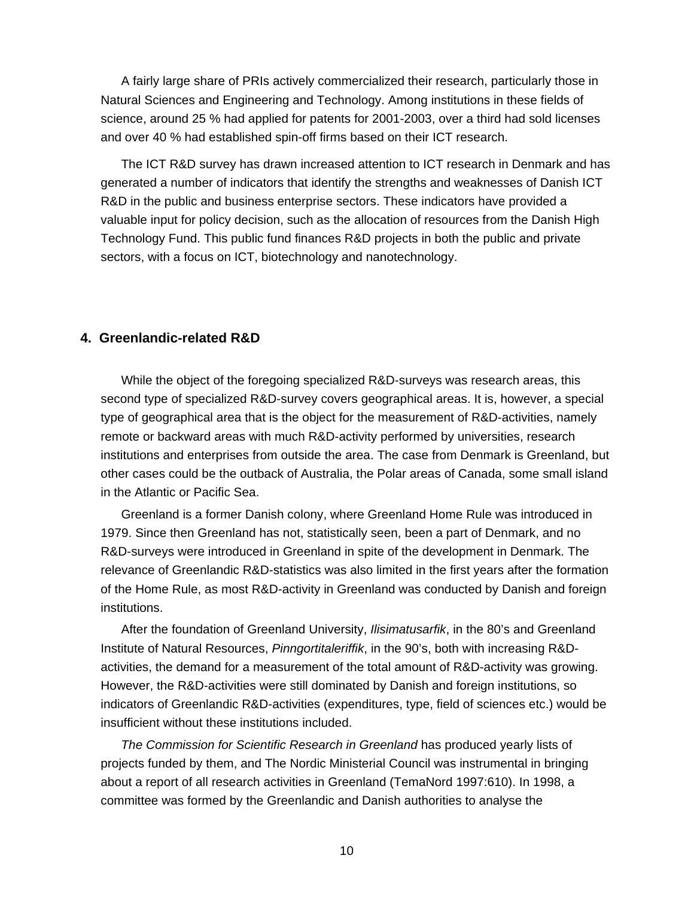A fairly large share of PRIs actively commercialized their research, particularly those in Natural Sciences and Engineering and Technology. Among institutions in these fields of science, around 25 % had applied for patents for 2001-2003, over a third had sold licenses and over 40 % had established spin-off firms based on their ICT research.

The ICT R&D survey has drawn increased attention to ICT research in Denmark and has generated a number of indicators that identify the strengths and weaknesses of Danish ICT R&D in the public and business enterprise sectors. These indicators have provided a valuable input for policy decision, such as the allocation of resources from the Danish High Technology Fund. This public fund finances R&D projects in both the public and private sectors, with a focus on ICT, biotechnology and nanotechnology.

## 4. Greenlandic-related R&D

While the object of the foregoing specialized R&D-surveys was research areas, this second type of specialized R&D-survey covers geographical areas. It is, however, a special type of geographical area that is the object for the measurement of R&D-activities, namely remote or backward areas with much R&D-activity performed by universities, research institutions and enterprises from outside the area. The case from Denmark is Greenland, but other cases could be the outback of Australia, the Polar areas of Canada, some small island in the Atlantic or Pacific Sea.

Greenland is a former Danish colony, where Greenland Home Rule was introduced in 1979. Since then Greenland has not, statistically seen, been a part of Denmark, and no R&D-surveys were introduced in Greenland in spite of the development in Denmark. The relevance of Greenlandic R&D-statistics was also limited in the first years after the formation of the Home Rule, as most R&D-activity in Greenland was conducted by Danish and foreign institutions.

After the foundation of Greenland University, *Ilisimatusarfik*, in the 80's and Greenland Institute of Natural Resources, *Pinngortitaleriffik*, in the 90's, both with increasing R&D-activities, the demand for a measurement of the total amount of R&D-activity was growing. However, the R&D-activities were still dominated by Danish and foreign institutions, so indicators of Greenlandic R&D-activities (expenditures, type, field of sciences etc.) would be insufficient without these institutions included.

*The Commission for Scientific Research in Greenland* has produced yearly lists of projects funded by them, and The Nordic Ministerial Council was instrumental in bringing about a report of all research activities in Greenland (TemaNord 1997:610). In 1998, a committee was formed by the Greenlandic and Danish authorities to analyse the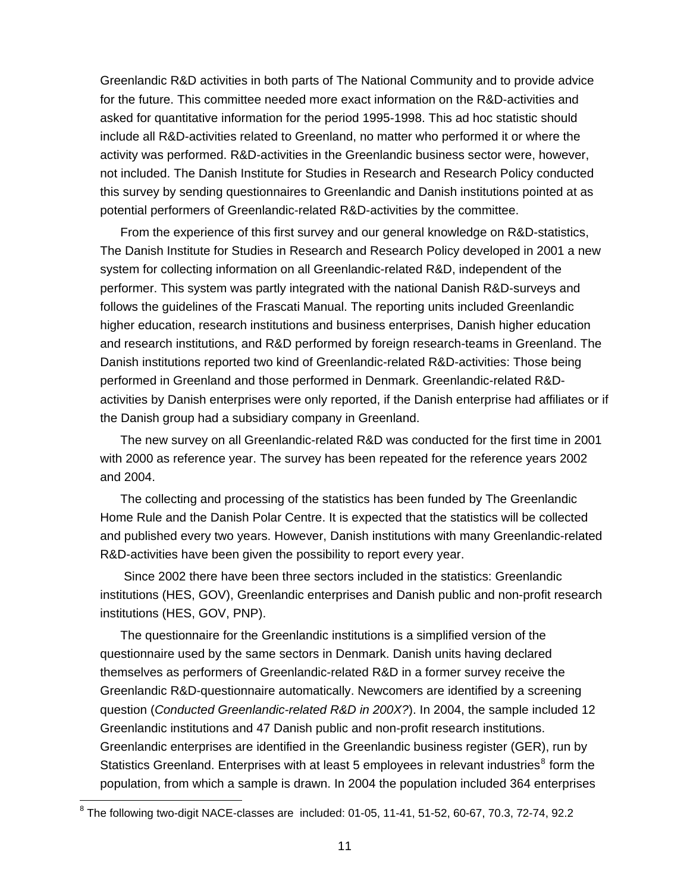Greenlandic R&D activities in both parts of The National Community and to provide advice for the future. This committee needed more exact information on the R&D-activities and asked for quantitative information for the period 1995-1998. This ad hoc statistic should include all R&D-activities related to Greenland, no matter who performed it or where the activity was performed. R&D-activities in the Greenlandic business sector were, however, not included. The Danish Institute for Studies in Research and Research Policy conducted this survey by sending questionnaires to Greenlandic and Danish institutions pointed at as potential performers of Greenlandic-related R&D-activities by the committee.

From the experience of this first survey and our general knowledge on R&D-statistics, The Danish Institute for Studies in Research and Research Policy developed in 2001 a new system for collecting information on all Greenlandic-related R&D, independent of the performer. This system was partly integrated with the national Danish R&D-surveys and follows the guidelines of the Frascati Manual. The reporting units included Greenlandic higher education, research institutions and business enterprises, Danish higher education and research institutions, and R&D performed by foreign research-teams in Greenland. The Danish institutions reported two kind of Greenlandic-related R&D-activities: Those being performed in Greenland and those performed in Denmark. Greenlandic-related R&D-activities by Danish enterprises were only reported, if the Danish enterprise had affiliates or if the Danish group had a subsidiary company in Greenland.

The new survey on all Greenlandic-related R&D was conducted for the first time in 2001 with 2000 as reference year. The survey has been repeated for the reference years 2002 and 2004.

The collecting and processing of the statistics has been funded by The Greenlandic Home Rule and the Danish Polar Centre. It is expected that the statistics will be collected and published every two years. However, Danish institutions with many Greenlandic-related R&D-activities have been given the possibility to report every year.

Since 2002 there have been three sectors included in the statistics: Greenlandic institutions (HES, GOV), Greenlandic enterprises and Danish public and non-profit research institutions (HES, GOV, PNP).

The questionnaire for the Greenlandic institutions is a simplified version of the questionnaire used by the same sectors in Denmark. Danish units having declared themselves as performers of Greenlandic-related R&D in a former survey receive the Greenlandic R&D-questionnaire automatically. Newcomers are identified by a screening question (*Conducted Greenlandic-related R&D in 200X?*). In 2004, the sample included 12 Greenlandic institutions and 47 Danish public and non-profit research institutions. Greenlandic enterprises are identified in the Greenlandic business register (GER), run by Statistics Greenland. Enterprises with at least 5 employees in relevant industries[8] form the population, from which a sample is drawn. In 2004 the population included 364 enterprises

[8] The following two-digit NACE-classes are included: 01-05, 11-41, 51-52, 60-67, 70.3, 72-74, 92.2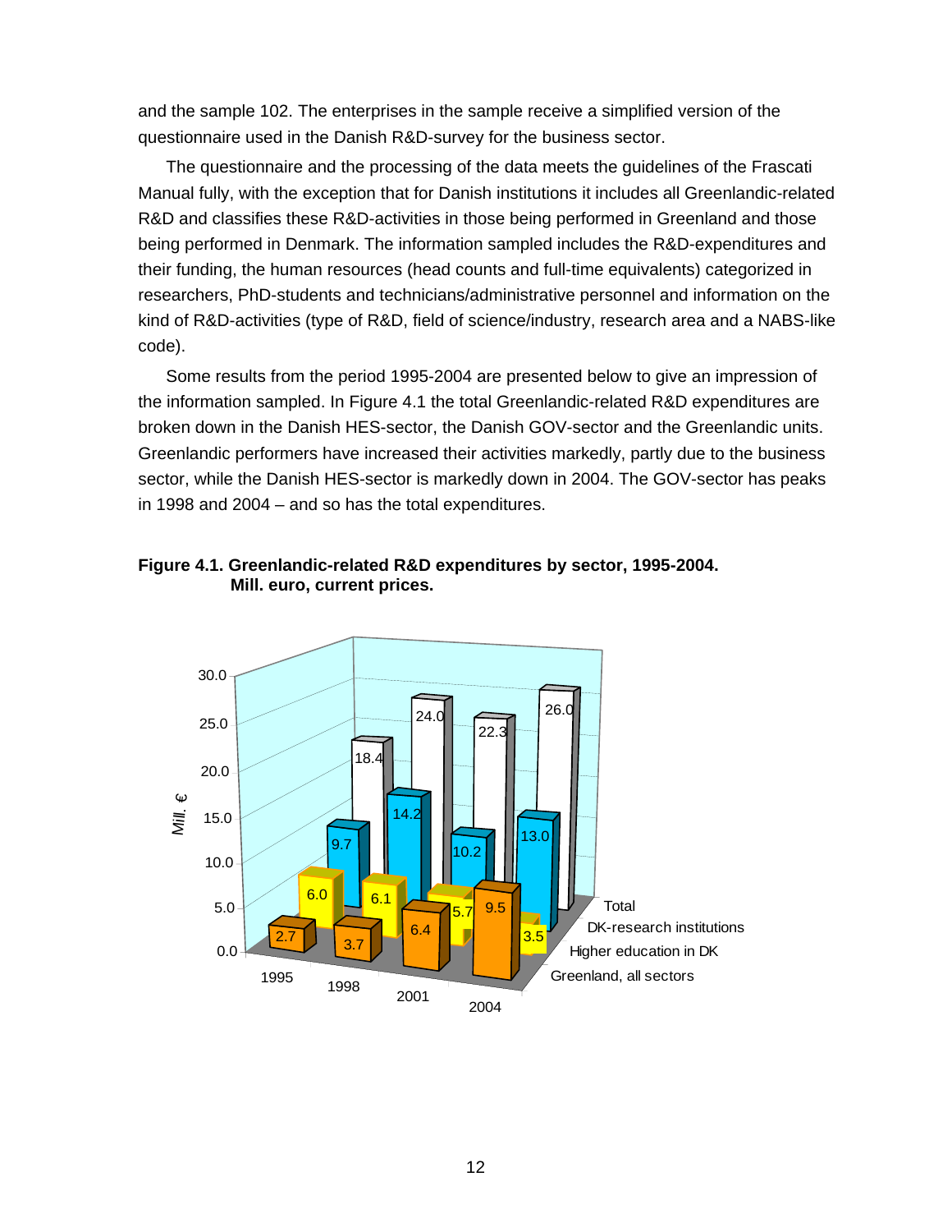and the sample 102. The enterprises in the sample receive a simplified version of the questionnaire used in the Danish R&D-survey for the business sector.

The questionnaire and the processing of the data meets the guidelines of the Frascati Manual fully, with the exception that for Danish institutions it includes all Greenlandic-related R&D and classifies these R&D-activities in those being performed in Greenland and those being performed in Denmark. The information sampled includes the R&D-expenditures and their funding, the human resources (head counts and full-time equivalents) categorized in researchers, PhD-students and technicians/administrative personnel and information on the kind of R&D-activities (type of R&D, field of science/industry, research area and a NABS-like code).

Some results from the period 1995-2004 are presented below to give an impression of the information sampled. In Figure 4.1 the total Greenlandic-related R&D expenditures are broken down in the Danish HES-sector, the Danish GOV-sector and the Greenlandic units. Greenlandic performers have increased their activities markedly, partly due to the business sector, while the Danish HES-sector is markedly down in 2004. The GOV-sector has peaks in 1998 and 2004 – and so has the total expenditures.

**Figure 4.1. Greenlandic-related R&D expenditures by sector, 1995-2004. Mill. euro, current prices.**

| Mill. € | 1995 | 1998 | 2001 | 2004 |
|---|---|---|---|---|
| Total | 18.4 | 24.0 | 22.3 | 26.0 |
| DK-research institutions | 9.7 | 14.2 | 10.2 | 13.0 |
| Higher education in DK | 6.0 | 6.1 | 5.7 | 3.5 |
| Greenland, all sectors | 2.7 | 3.7 | 6.4 | 9.5 |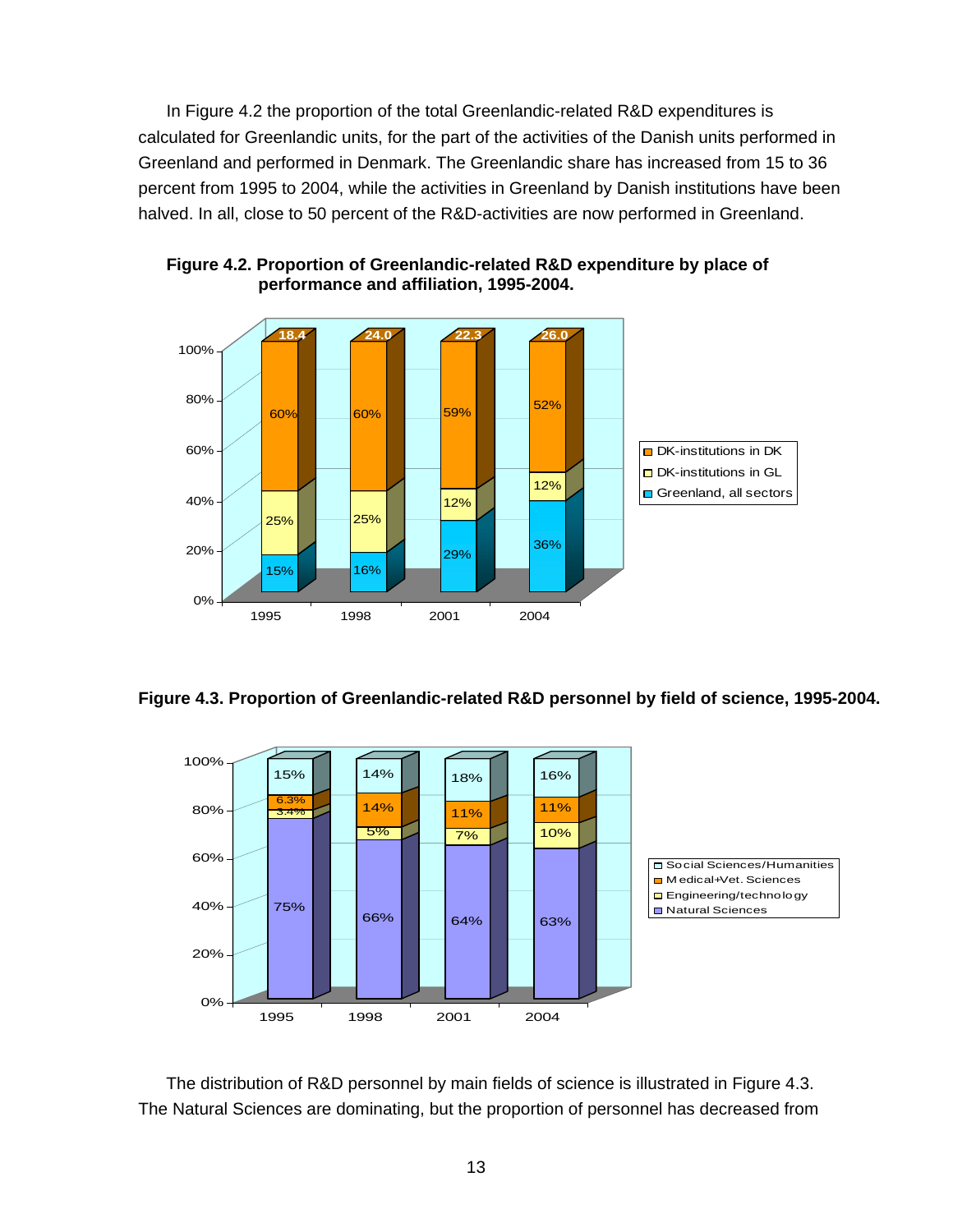In Figure 4.2 the proportion of the total Greenlandic-related R&D expenditures is calculated for Greenlandic units, for the part of the activities of the Danish units performed in Greenland and performed in Denmark. The Greenlandic share has increased from 15 to 36 percent from 1995 to 2004, while the activities in Greenland by Danish institutions have been halved. In all, close to 50 percent of the R&D-activities are now performed in Greenland.

**Figure 4.2. Proportion of Greenlandic-related R&D expenditure by place of performance and affiliation, 1995-2004.**

| | 1995 | 1998 | 2001 | 2004 |
|---|---|---|---|---|
| Total | 18.4 | 24.0 | 22.3 | 26.0 |
| DK-institutions in DK | 60% | 60% | 59% | 52% |
| DK-institutions in GL | 25% | 25% | 12% | 12% |
| Greenland, all sectors | 15% | 16% | 29% | 36% |

**Figure 4.3. Proportion of Greenlandic-related R&D personnel by field of science, 1995-2004.**

| | 1995 | 1998 | 2001 | 2004 |
|---|---|---|---|---|
| Social Sciences/Humanities | 15% | 14% | 18% | 16% |
| Medical+Vet. Sciences | 6.3% | 14% | 11% | 11% |
| Engineering/technology | 3.4% | 5% | 7% | 10% |
| Natural Sciences | 75% | 66% | 64% | 63% |

The distribution of R&D personnel by main fields of science is illustrated in Figure 4.3. The Natural Sciences are dominating, but the proportion of personnel has decreased from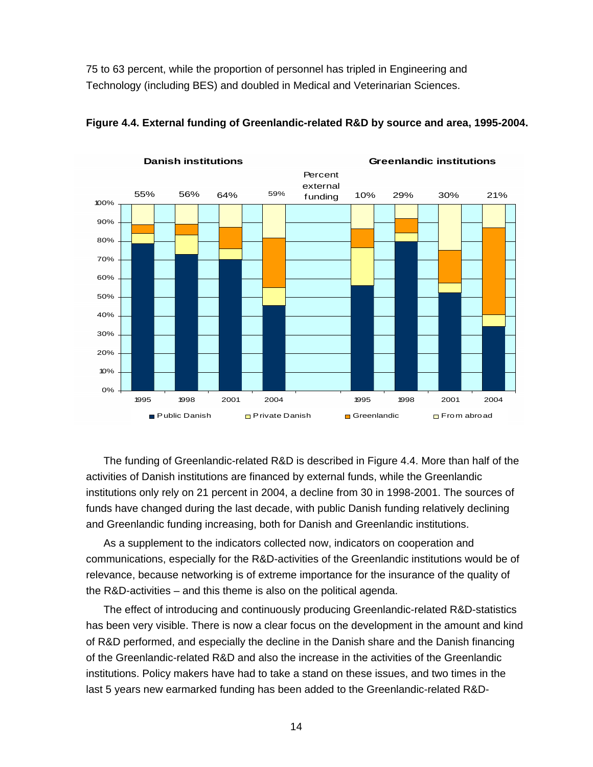75 to 63 percent, while the proportion of personnel has tripled in Engineering and Technology (including BES) and doubled in Medical and Veterinarian Sciences.

**Figure 4.4. External funding of Greenlandic-related R&D by source and area, 1995-2004.**

The funding of Greenlandic-related R&D is described in Figure 4.4. More than half of the activities of Danish institutions are financed by external funds, while the Greenlandic institutions only rely on 21 percent in 2004, a decline from 30 in 1998-2001. The sources of funds have changed during the last decade, with public Danish funding relatively declining and Greenlandic funding increasing, both for Danish and Greenlandic institutions.

As a supplement to the indicators collected now, indicators on cooperation and communications, especially for the R&D-activities of the Greenlandic institutions would be of relevance, because networking is of extreme importance for the insurance of the quality of the R&D-activities – and this theme is also on the political agenda.

The effect of introducing and continuously producing Greenlandic-related R&D-statistics has been very visible. There is now a clear focus on the development in the amount and kind of R&D performed, and especially the decline in the Danish share and the Danish financing of the Greenlandic-related R&D and also the increase in the activities of the Greenlandic institutions. Policy makers have had to take a stand on these issues, and two times in the last 5 years new earmarked funding has been added to the Greenlandic-related R&D-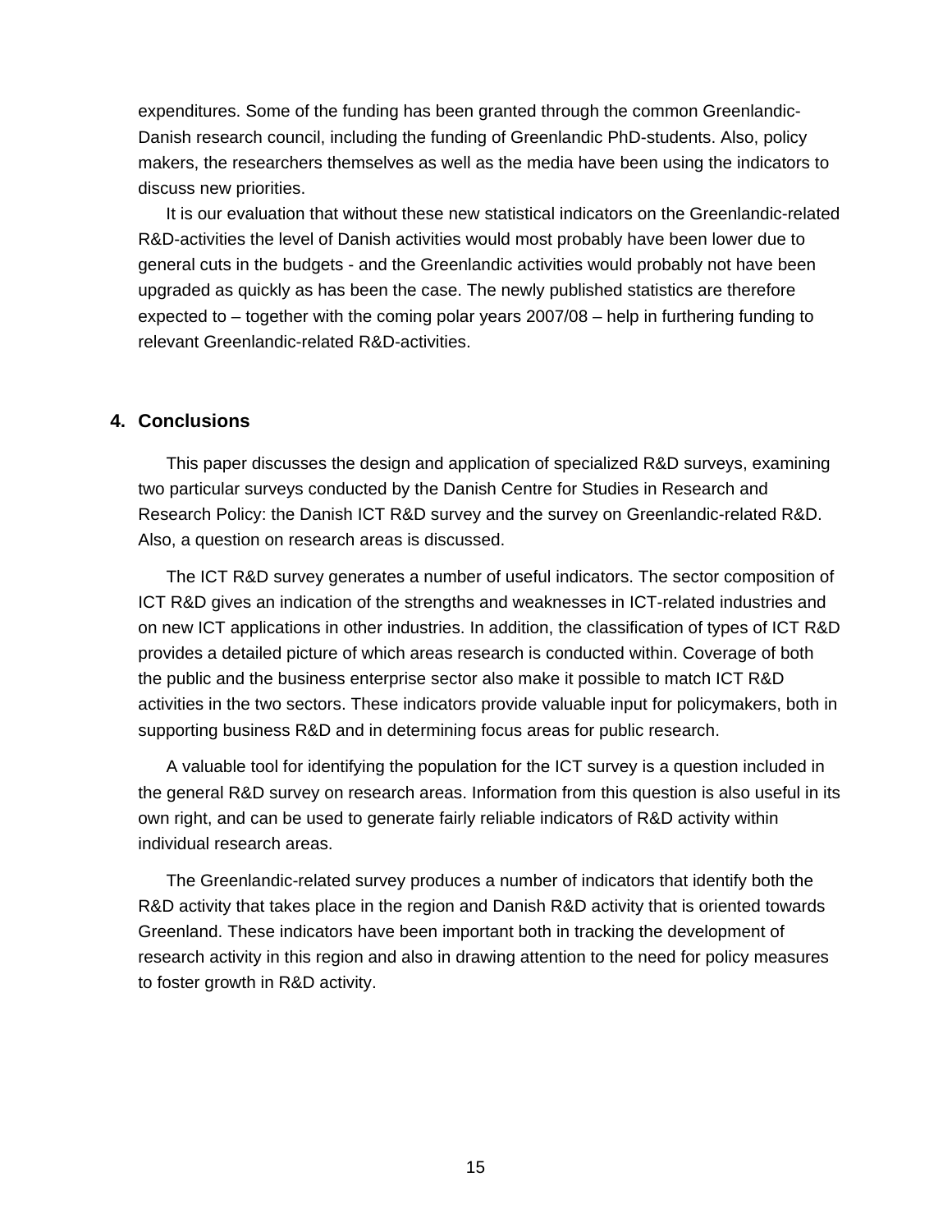expenditures. Some of the funding has been granted through the common Greenlandic-Danish research council, including the funding of Greenlandic PhD-students. Also, policy makers, the researchers themselves as well as the media have been using the indicators to discuss new priorities.

It is our evaluation that without these new statistical indicators on the Greenlandic-related R&D-activities the level of Danish activities would most probably have been lower due to general cuts in the budgets - and the Greenlandic activities would probably not have been upgraded as quickly as has been the case. The newly published statistics are therefore expected to – together with the coming polar years 2007/08 – help in furthering funding to relevant Greenlandic-related R&D-activities.

## 4. Conclusions

This paper discusses the design and application of specialized R&D surveys, examining two particular surveys conducted by the Danish Centre for Studies in Research and Research Policy: the Danish ICT R&D survey and the survey on Greenlandic-related R&D. Also, a question on research areas is discussed.

The ICT R&D survey generates a number of useful indicators. The sector composition of ICT R&D gives an indication of the strengths and weaknesses in ICT-related industries and on new ICT applications in other industries. In addition, the classification of types of ICT R&D provides a detailed picture of which areas research is conducted within. Coverage of both the public and the business enterprise sector also make it possible to match ICT R&D activities in the two sectors. These indicators provide valuable input for policymakers, both in supporting business R&D and in determining focus areas for public research.

A valuable tool for identifying the population for the ICT survey is a question included in the general R&D survey on research areas. Information from this question is also useful in its own right, and can be used to generate fairly reliable indicators of R&D activity within individual research areas.

The Greenlandic-related survey produces a number of indicators that identify both the R&D activity that takes place in the region and Danish R&D activity that is oriented towards Greenland. These indicators have been important both in tracking the development of research activity in this region and also in drawing attention to the need for policy measures to foster growth in R&D activity.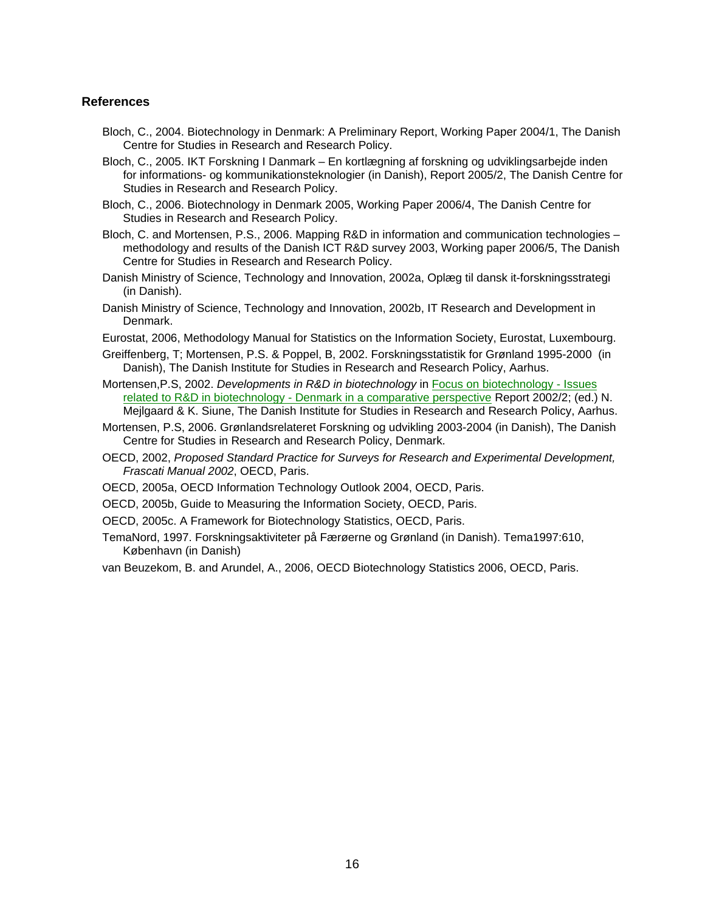## References

Bloch, C., 2004. Biotechnology in Denmark: A Preliminary Report, Working Paper 2004/1, The Danish Centre for Studies in Research and Research Policy.

Bloch, C., 2005. IKT Forskning I Danmark – En kortlægning af forskning og udviklingsarbejde inden for informations- og kommunikationsteknologier (in Danish), Report 2005/2, The Danish Centre for Studies in Research and Research Policy.

Bloch, C., 2006. Biotechnology in Denmark 2005, Working Paper 2006/4, The Danish Centre for Studies in Research and Research Policy.

Bloch, C. and Mortensen, P.S., 2006. Mapping R&D in information and communication technologies – methodology and results of the Danish ICT R&D survey 2003, Working paper 2006/5, The Danish Centre for Studies in Research and Research Policy.

Danish Ministry of Science, Technology and Innovation, 2002a, Oplæg til dansk it-forskningsstrategi (in Danish).

Danish Ministry of Science, Technology and Innovation, 2002b, IT Research and Development in Denmark.

Eurostat, 2006, Methodology Manual for Statistics on the Information Society, Eurostat, Luxembourg.

Greiffenberg, T; Mortensen, P.S. & Poppel, B, 2002. Forskningsstatistik for Grønland 1995-2000 (in Danish), The Danish Institute for Studies in Research and Research Policy, Aarhus.

Mortensen,P.S, 2002. *Developments in R&D in biotechnology* in Focus on biotechnology - Issues related to R&D in biotechnology - Denmark in a comparative perspective Report 2002/2; (ed.) N. Mejlgaard & K. Siune, The Danish Institute for Studies in Research and Research Policy, Aarhus.

Mortensen, P.S, 2006. Grønlandsrelateret Forskning og udvikling 2003-2004 (in Danish), The Danish Centre for Studies in Research and Research Policy, Denmark.

OECD, 2002, *Proposed Standard Practice for Surveys for Research and Experimental Development, Frascati Manual 2002*, OECD, Paris.

OECD, 2005a, OECD Information Technology Outlook 2004, OECD, Paris.

OECD, 2005b, Guide to Measuring the Information Society, OECD, Paris.

OECD, 2005c. A Framework for Biotechnology Statistics, OECD, Paris.

TemaNord, 1997. Forskningsaktiviteter på Færøerne og Grønland (in Danish). Tema1997:610, København (in Danish)

van Beuzekom, B. and Arundel, A., 2006, OECD Biotechnology Statistics 2006, OECD, Paris.